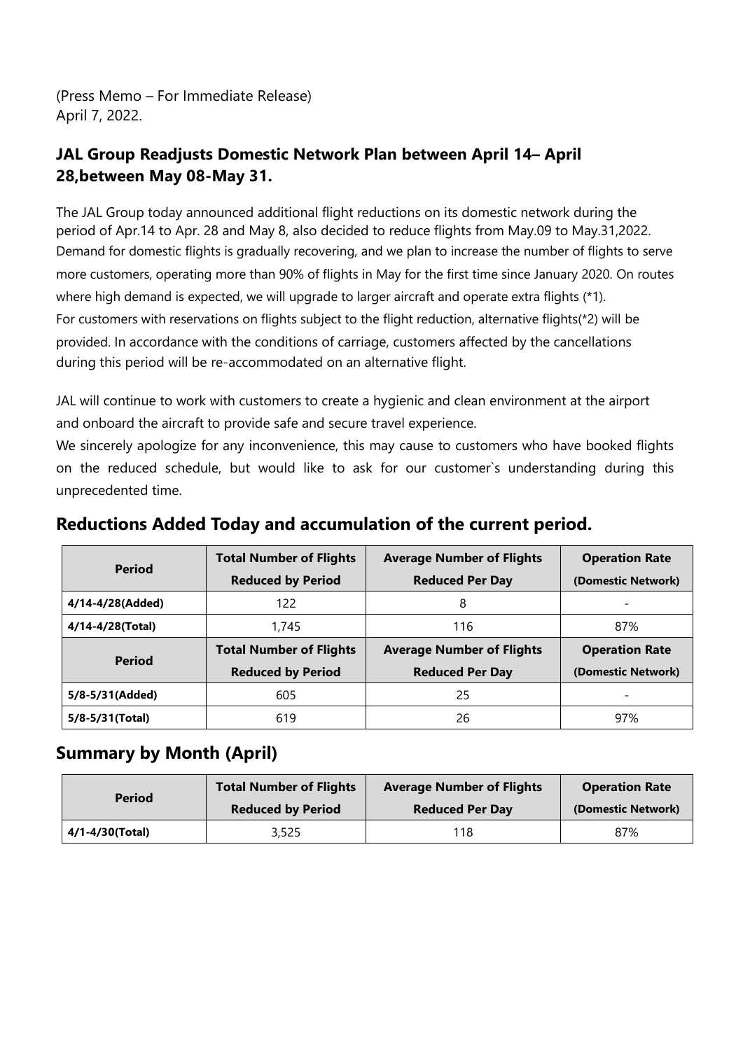(Press Memo – For Immediate Release)
April 7, 2022.

## JAL Group Readjusts Domestic Network Plan between April 14– April 28,between May 08-May 31.

The JAL Group today announced additional flight reductions on its domestic network during the period of Apr.14 to Apr. 28 and May 8, also decided to reduce flights from May.09 to May.31,2022. Demand for domestic flights is gradually recovering, and we plan to increase the number of flights to serve more customers, operating more than 90% of flights in May for the first time since January 2020. On routes where high demand is expected, we will upgrade to larger aircraft and operate extra flights (*1).
For customers with reservations on flights subject to the flight reduction, alternative flights(*2) will be provided. In accordance with the conditions of carriage, customers affected by the cancellations during this period will be re-accommodated on an alternative flight.

JAL will continue to work with customers to create a hygienic and clean environment at the airport and onboard the aircraft to provide safe and secure travel experience.
We sincerely apologize for any inconvenience, this may cause to customers who have booked flights on the reduced schedule, but would like to ask for our customer`s understanding during this unprecedented time.

## Reductions Added Today and accumulation of the current period.

| Period | Total Number of Flights Reduced by Period | Average Number of Flights Reduced Per Day | Operation Rate (Domestic Network) |
|---|---|---|---|
| 4/14-4/28(Added) | 122 | 8 | - |
| 4/14-4/28(Total) | 1,745 | 116 | 87% |
| **Period** | **Total Number of Flights Reduced by Period** | **Average Number of Flights Reduced Per Day** | **Operation Rate (Domestic Network)** |
| 5/8-5/31(Added) | 605 | 25 | - |
| 5/8-5/31(Total) | 619 | 26 | 97% |

## Summary by Month (April)

| Period | Total Number of Flights Reduced by Period | Average Number of Flights Reduced Per Day | Operation Rate (Domestic Network) |
|---|---|---|---|
| 4/1-4/30(Total) | 3,525 | 118 | 87% |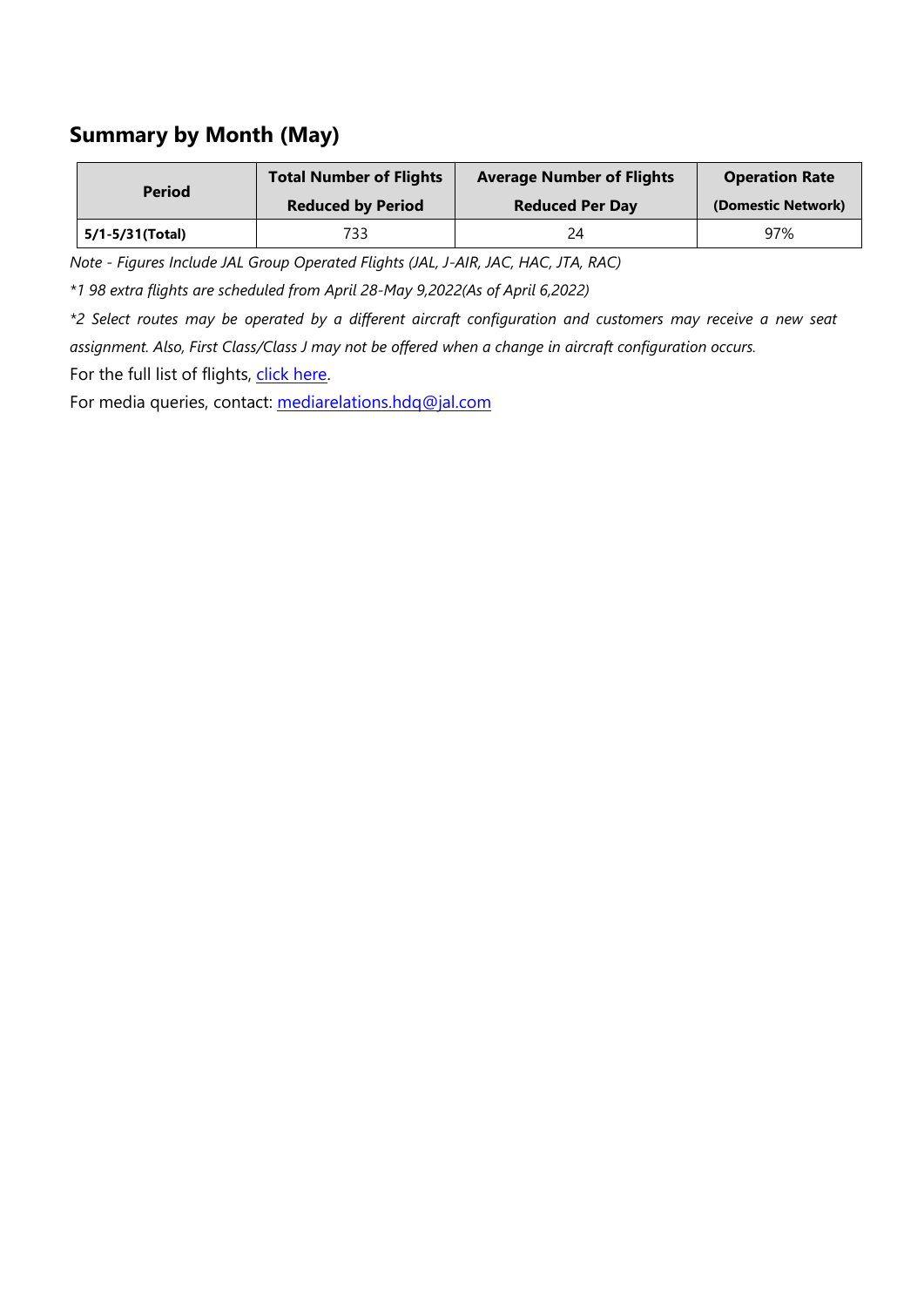## Summary by Month (May)

| Period | Total Number of Flights Reduced by Period | Average Number of Flights Reduced Per Day | Operation Rate (Domestic Network) |
|---|---|---|---|
| **5/1-5/31(Total)** | 733 | 24 | 97% |

*Note - Figures Include JAL Group Operated Flights (JAL, J-AIR, JAC, HAC, JTA, RAC)*

**1 98 extra flights are scheduled from April 28-May 9,2022(As of April 6,2022)*

**2 Select routes may be operated by a different aircraft configuration and customers may receive a new seat assignment. Also, First Class/Class J may not be offered when a change in aircraft configuration occurs.*

For the full list of flights, [click here](#).

For media queries, contact: [mediarelations.hdq@jal.com](mailto:mediarelations.hdq@jal.com)